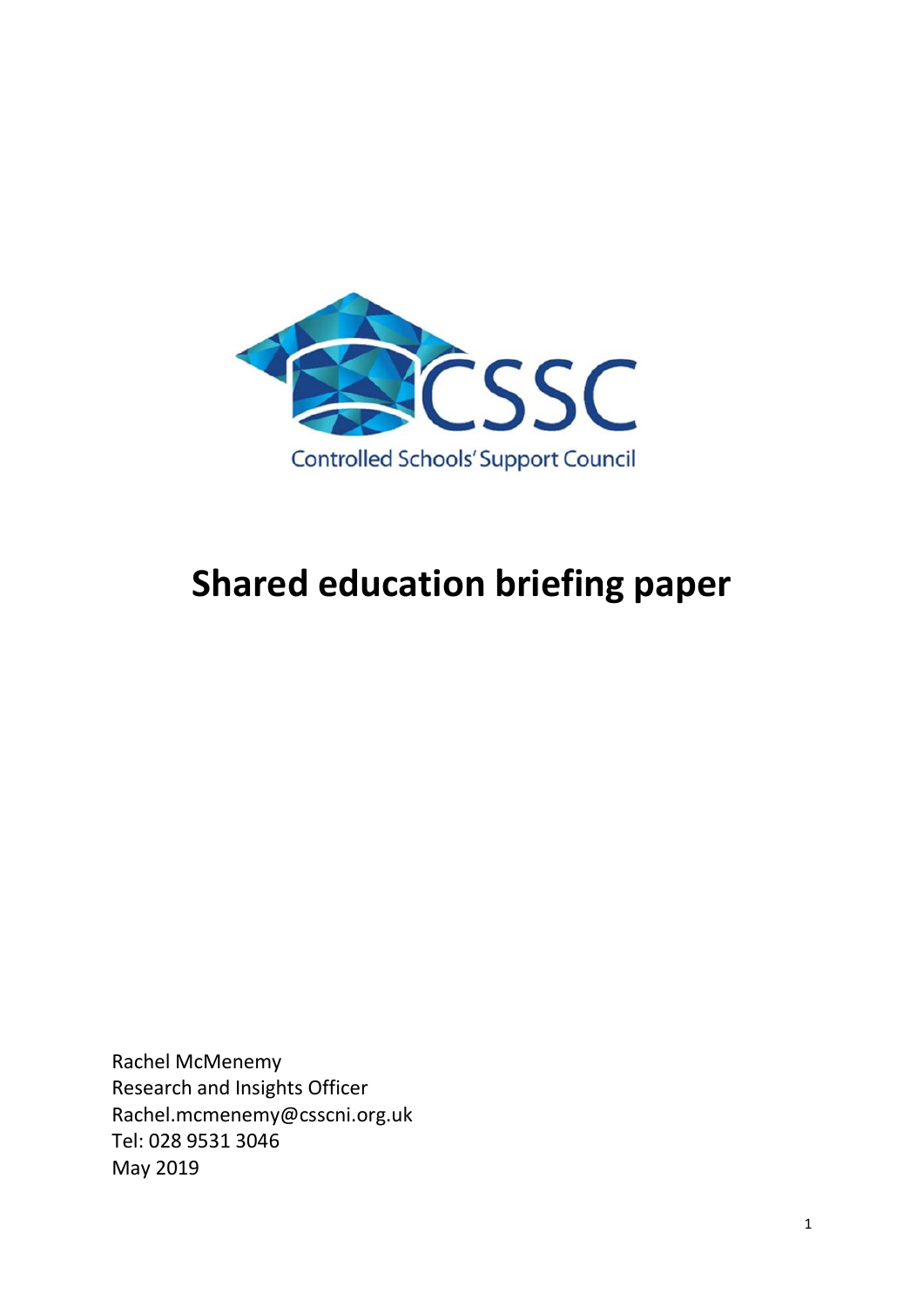CSSC

Controlled Schools' Support Council

# Shared education briefing paper

Rachel McMenemy
Research and Insights Officer
Rachel.mcmenemy@csscni.org.uk
Tel: 028 9531 3046
May 2019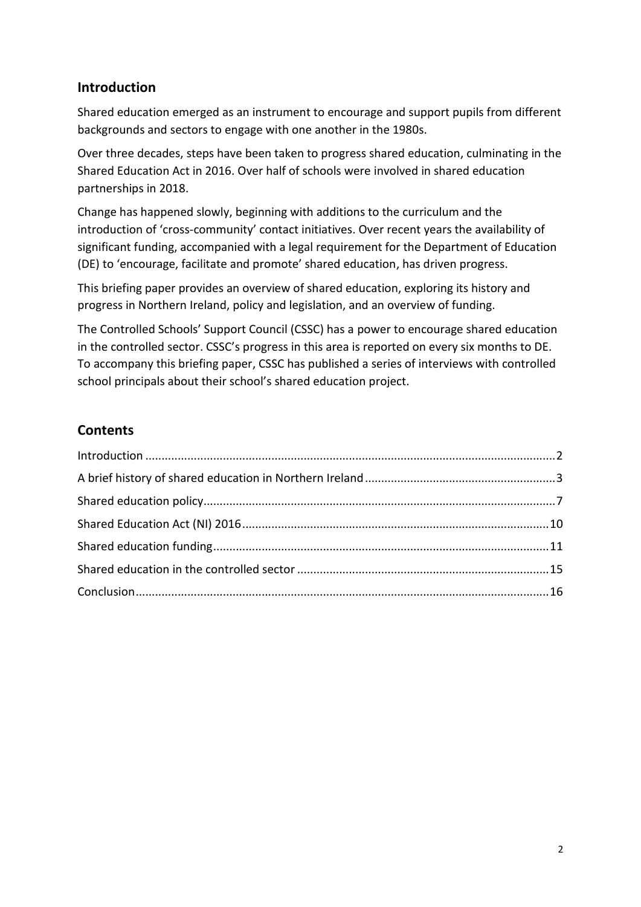## Introduction

Shared education emerged as an instrument to encourage and support pupils from different backgrounds and sectors to engage with one another in the 1980s.

Over three decades, steps have been taken to progress shared education, culminating in the Shared Education Act in 2016. Over half of schools were involved in shared education partnerships in 2018.

Change has happened slowly, beginning with additions to the curriculum and the introduction of 'cross-community' contact initiatives. Over recent years the availability of significant funding, accompanied with a legal requirement for the Department of Education (DE) to 'encourage, facilitate and promote' shared education, has driven progress.

This briefing paper provides an overview of shared education, exploring its history and progress in Northern Ireland, policy and legislation, and an overview of funding.

The Controlled Schools' Support Council (CSSC) has a power to encourage shared education in the controlled sector. CSSC's progress in this area is reported on every six months to DE. To accompany this briefing paper, CSSC has published a series of interviews with controlled school principals about their school's shared education project.

## Contents

- Introduction ... 2
- A brief history of shared education in Northern Ireland ... 3
- Shared education policy ... 7
- Shared Education Act (NI) 2016 ... 10
- Shared education funding ... 11
- Shared education in the controlled sector ... 15
- Conclusion ... 16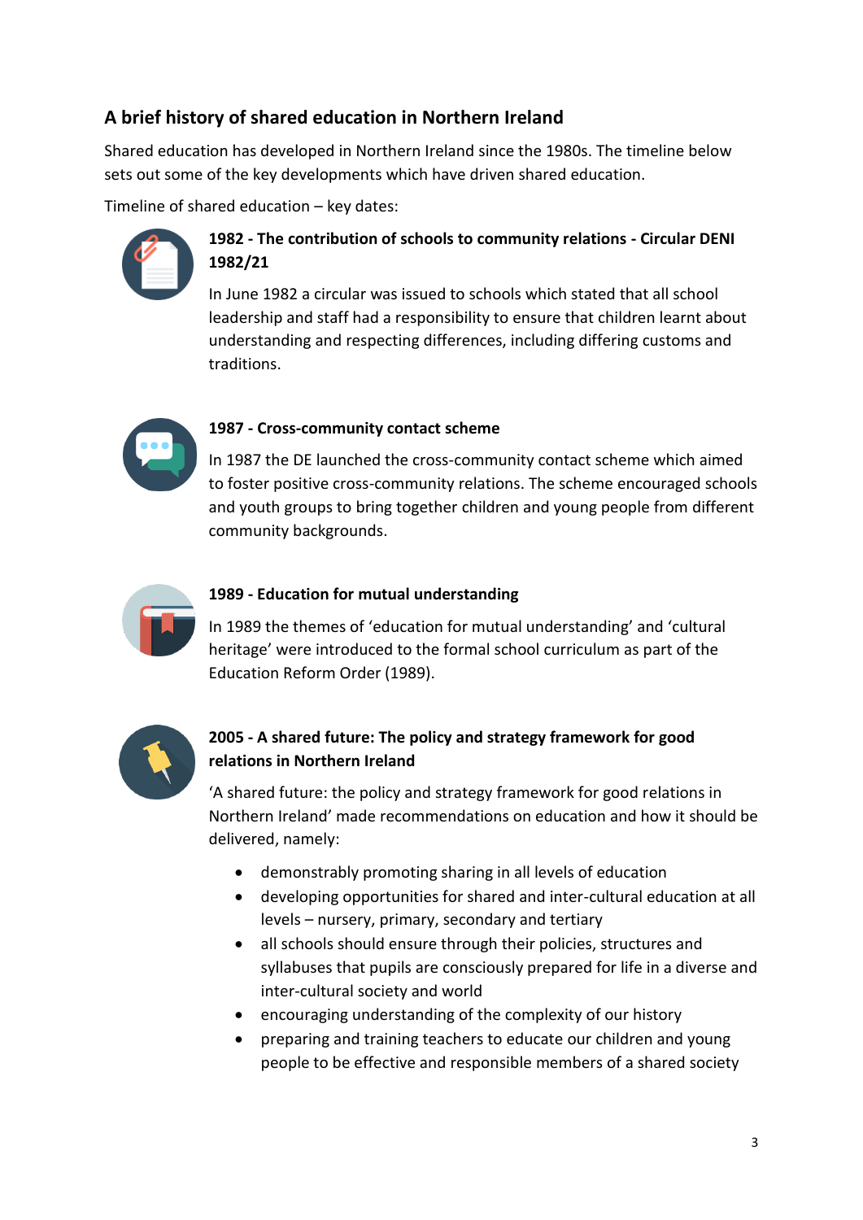## A brief history of shared education in Northern Ireland

Shared education has developed in Northern Ireland since the 1980s. The timeline below sets out some of the key developments which have driven shared education.

Timeline of shared education – key dates:

### 1982 - The contribution of schools to community relations - Circular DENI 1982/21

In June 1982 a circular was issued to schools which stated that all school leadership and staff had a responsibility to ensure that children learnt about understanding and respecting differences, including differing customs and traditions.

### 1987 - Cross-community contact scheme

In 1987 the DE launched the cross-community contact scheme which aimed to foster positive cross-community relations. The scheme encouraged schools and youth groups to bring together children and young people from different community backgrounds.

### 1989 - Education for mutual understanding

In 1989 the themes of 'education for mutual understanding' and 'cultural heritage' were introduced to the formal school curriculum as part of the Education Reform Order (1989).

### 2005 - A shared future: The policy and strategy framework for good relations in Northern Ireland

'A shared future: the policy and strategy framework for good relations in Northern Ireland' made recommendations on education and how it should be delivered, namely:

- demonstrably promoting sharing in all levels of education
- developing opportunities for shared and inter-cultural education at all levels – nursery, primary, secondary and tertiary
- all schools should ensure through their policies, structures and syllabuses that pupils are consciously prepared for life in a diverse and inter-cultural society and world
- encouraging understanding of the complexity of our history
- preparing and training teachers to educate our children and young people to be effective and responsible members of a shared society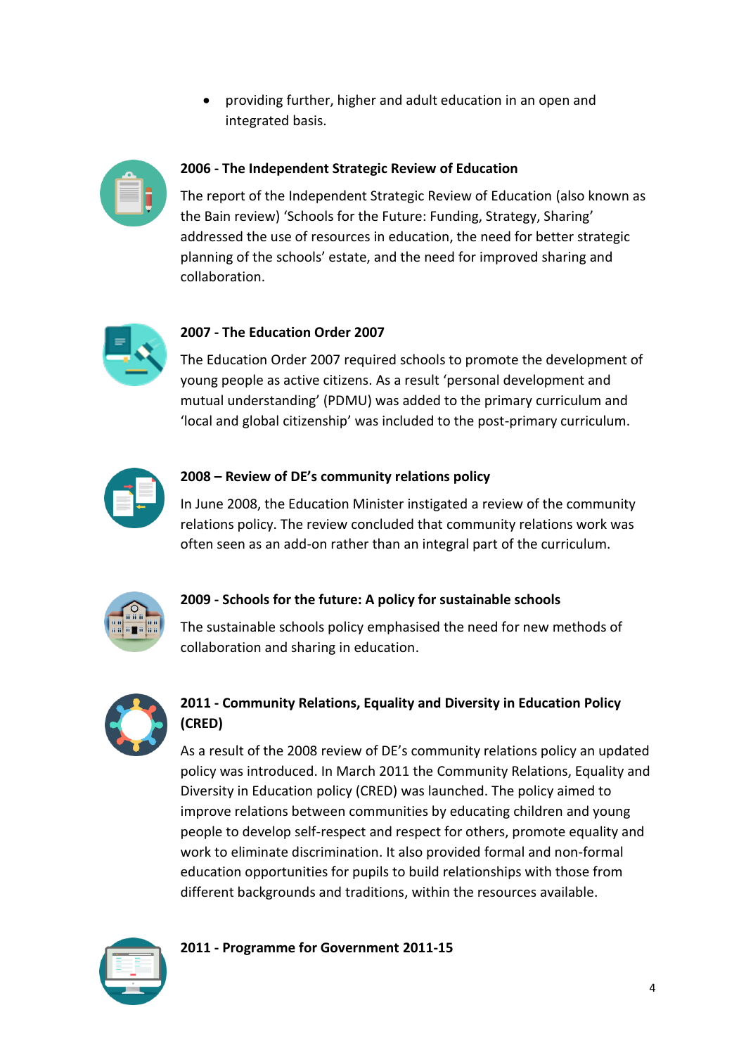- providing further, higher and adult education in an open and integrated basis.

### 2006 - The Independent Strategic Review of Education

The report of the Independent Strategic Review of Education (also known as the Bain review) 'Schools for the Future: Funding, Strategy, Sharing' addressed the use of resources in education, the need for better strategic planning of the schools' estate, and the need for improved sharing and collaboration.

### 2007 - The Education Order 2007

The Education Order 2007 required schools to promote the development of young people as active citizens. As a result 'personal development and mutual understanding' (PDMU) was added to the primary curriculum and 'local and global citizenship' was included to the post-primary curriculum.

### 2008 – Review of DE's community relations policy

In June 2008, the Education Minister instigated a review of the community relations policy. The review concluded that community relations work was often seen as an add-on rather than an integral part of the curriculum.

### 2009 - Schools for the future: A policy for sustainable schools

The sustainable schools policy emphasised the need for new methods of collaboration and sharing in education.

### 2011 - Community Relations, Equality and Diversity in Education Policy (CRED)

As a result of the 2008 review of DE's community relations policy an updated policy was introduced. In March 2011 the Community Relations, Equality and Diversity in Education policy (CRED) was launched. The policy aimed to improve relations between communities by educating children and young people to develop self-respect and respect for others, promote equality and work to eliminate discrimination. It also provided formal and non-formal education opportunities for pupils to build relationships with those from different backgrounds and traditions, within the resources available.

### 2011 - Programme for Government 2011-15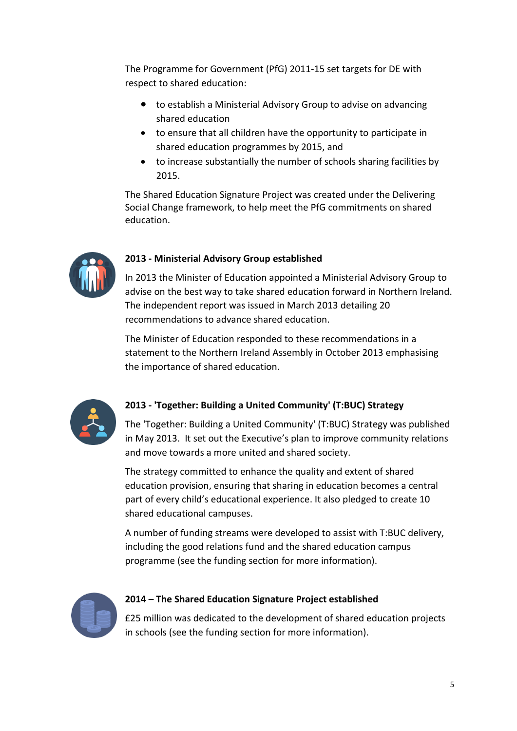The Programme for Government (PfG) 2011-15 set targets for DE with respect to shared education:

- to establish a Ministerial Advisory Group to advise on advancing shared education
- to ensure that all children have the opportunity to participate in shared education programmes by 2015, and
- to increase substantially the number of schools sharing facilities by 2015.

The Shared Education Signature Project was created under the Delivering Social Change framework, to help meet the PfG commitments on shared education.

**2013 - Ministerial Advisory Group established**

In 2013 the Minister of Education appointed a Ministerial Advisory Group to advise on the best way to take shared education forward in Northern Ireland. The independent report was issued in March 2013 detailing 20 recommendations to advance shared education.

The Minister of Education responded to these recommendations in a statement to the Northern Ireland Assembly in October 2013 emphasising the importance of shared education.

**2013 - 'Together: Building a United Community' (T:BUC) Strategy**

The 'Together: Building a United Community' (T:BUC) Strategy was published in May 2013. It set out the Executive's plan to improve community relations and move towards a more united and shared society.

The strategy committed to enhance the quality and extent of shared education provision, ensuring that sharing in education becomes a central part of every child's educational experience. It also pledged to create 10 shared educational campuses.

A number of funding streams were developed to assist with T:BUC delivery, including the good relations fund and the shared education campus programme (see the funding section for more information).

**2014 – The Shared Education Signature Project established**

£25 million was dedicated to the development of shared education projects in schools (see the funding section for more information).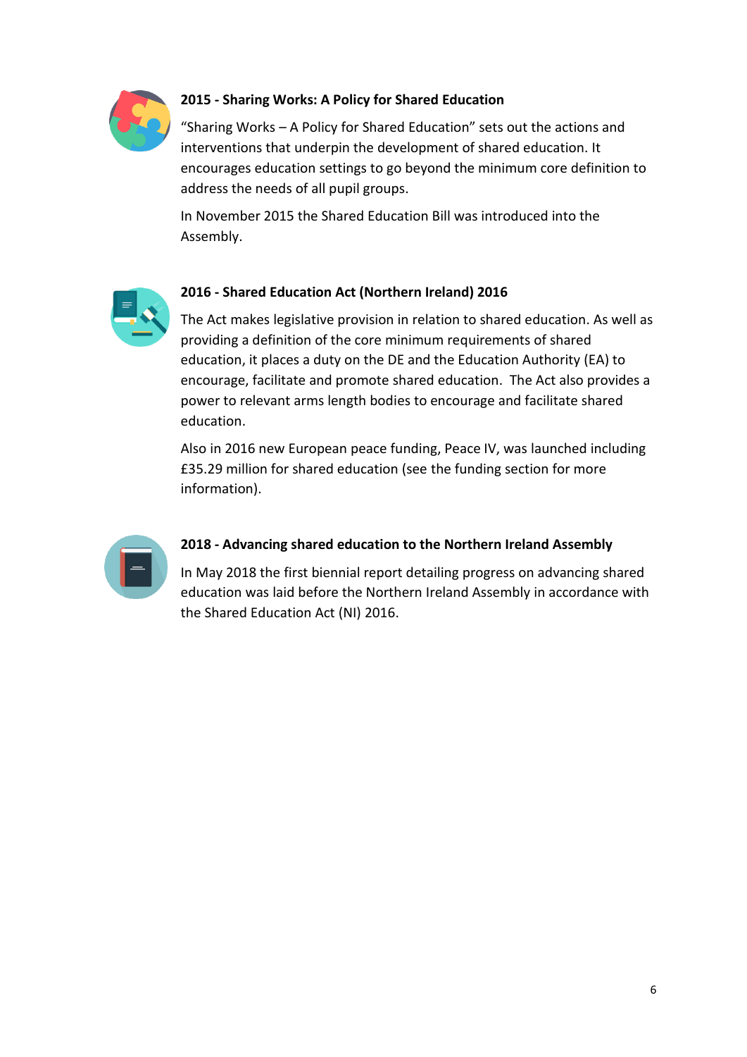### 2015 - Sharing Works: A Policy for Shared Education

"Sharing Works – A Policy for Shared Education" sets out the actions and interventions that underpin the development of shared education. It encourages education settings to go beyond the minimum core definition to address the needs of all pupil groups.

In November 2015 the Shared Education Bill was introduced into the Assembly.

### 2016 - Shared Education Act (Northern Ireland) 2016

The Act makes legislative provision in relation to shared education. As well as providing a definition of the core minimum requirements of shared education, it places a duty on the DE and the Education Authority (EA) to encourage, facilitate and promote shared education. The Act also provides a power to relevant arms length bodies to encourage and facilitate shared education.

Also in 2016 new European peace funding, Peace IV, was launched including £35.29 million for shared education (see the funding section for more information).

### 2018 - Advancing shared education to the Northern Ireland Assembly

In May 2018 the first biennial report detailing progress on advancing shared education was laid before the Northern Ireland Assembly in accordance with the Shared Education Act (NI) 2016.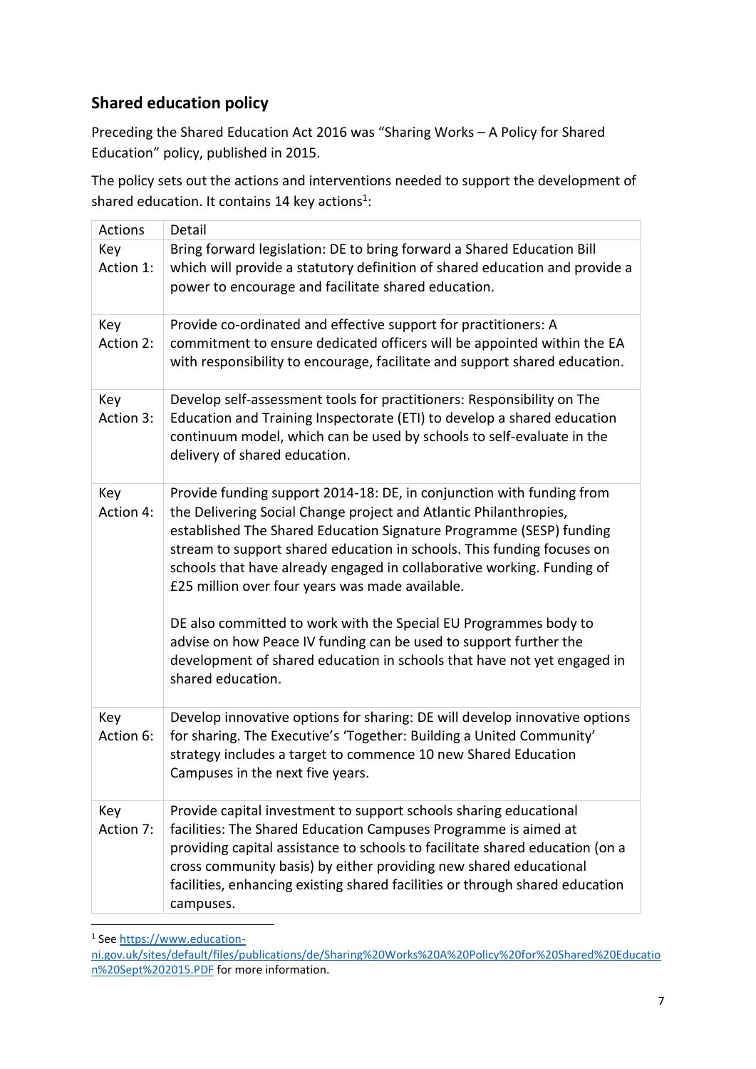## Shared education policy

Preceding the Shared Education Act 2016 was "Sharing Works – A Policy for Shared Education" policy, published in 2015.

The policy sets out the actions and interventions needed to support the development of shared education. It contains 14 key actions[1]:

| Actions | Detail |
|---|---|
| Key Action 1: | Bring forward legislation: DE to bring forward a Shared Education Bill which will provide a statutory definition of shared education and provide a power to encourage and facilitate shared education. |
| Key Action 2: | Provide co-ordinated and effective support for practitioners: A commitment to ensure dedicated officers will be appointed within the EA with responsibility to encourage, facilitate and support shared education. |
| Key Action 3: | Develop self-assessment tools for practitioners: Responsibility on The Education and Training Inspectorate (ETI) to develop a shared education continuum model, which can be used by schools to self-evaluate in the delivery of shared education. |
| Key Action 4: | Provide funding support 2014-18: DE, in conjunction with funding from the Delivering Social Change project and Atlantic Philanthropies, established The Shared Education Signature Programme (SESP) funding stream to support shared education in schools. This funding focuses on schools that have already engaged in collaborative working. Funding of £25 million over four years was made available.<br><br>DE also committed to work with the Special EU Programmes body to advise on how Peace IV funding can be used to support further the development of shared education in schools that have not yet engaged in shared education. |
| Key Action 6: | Develop innovative options for sharing: DE will develop innovative options for sharing. The Executive's 'Together: Building a United Community' strategy includes a target to commence 10 new Shared Education Campuses in the next five years. |
| Key Action 7: | Provide capital investment to support schools sharing educational facilities: The Shared Education Campuses Programme is aimed at providing capital assistance to schools to facilitate shared education (on a cross community basis) by either providing new shared educational facilities, enhancing existing shared facilities or through shared education campuses. |

[1] See https://www.education-ni.gov.uk/sites/default/files/publications/de/Sharing%20Works%20A%20Policy%20for%20Shared%20Education%20Sept%202015.PDF for more information.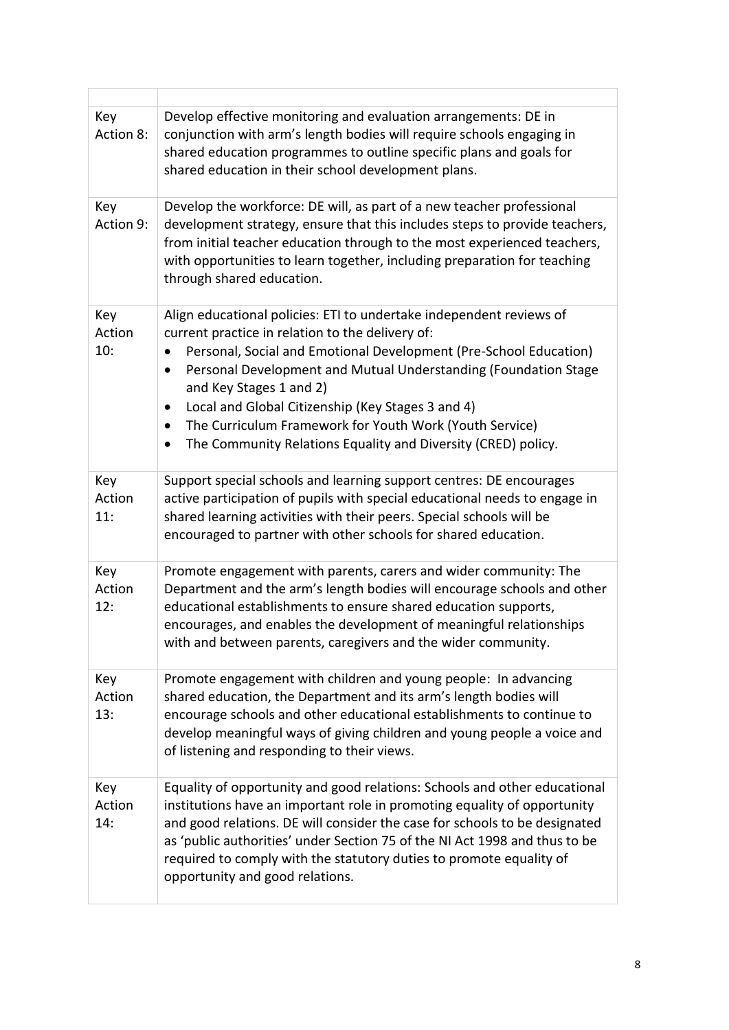| | |
|---|---|
| Key Action 8: | Develop effective monitoring and evaluation arrangements: DE in conjunction with arm's length bodies will require schools engaging in shared education programmes to outline specific plans and goals for shared education in their school development plans. |
| Key Action 9: | Develop the workforce: DE will, as part of a new teacher professional development strategy, ensure that this includes steps to provide teachers, from initial teacher education through to the most experienced teachers, with opportunities to learn together, including preparation for teaching through shared education. |
| Key Action 10: | Align educational policies: ETI to undertake independent reviews of current practice in relation to the delivery of:<br>• Personal, Social and Emotional Development (Pre-School Education)<br>• Personal Development and Mutual Understanding (Foundation Stage and Key Stages 1 and 2)<br>• Local and Global Citizenship (Key Stages 3 and 4)<br>• The Curriculum Framework for Youth Work (Youth Service)<br>• The Community Relations Equality and Diversity (CRED) policy. |
| Key Action 11: | Support special schools and learning support centres: DE encourages active participation of pupils with special educational needs to engage in shared learning activities with their peers. Special schools will be encouraged to partner with other schools for shared education. |
| Key Action 12: | Promote engagement with parents, carers and wider community: The Department and the arm's length bodies will encourage schools and other educational establishments to ensure shared education supports, encourages, and enables the development of meaningful relationships with and between parents, caregivers and the wider community. |
| Key Action 13: | Promote engagement with children and young people: In advancing shared education, the Department and its arm's length bodies will encourage schools and other educational establishments to continue to develop meaningful ways of giving children and young people a voice and of listening and responding to their views. |
| Key Action 14: | Equality of opportunity and good relations: Schools and other educational institutions have an important role in promoting equality of opportunity and good relations. DE will consider the case for schools to be designated as 'public authorities' under Section 75 of the NI Act 1998 and thus to be required to comply with the statutory duties to promote equality of opportunity and good relations. |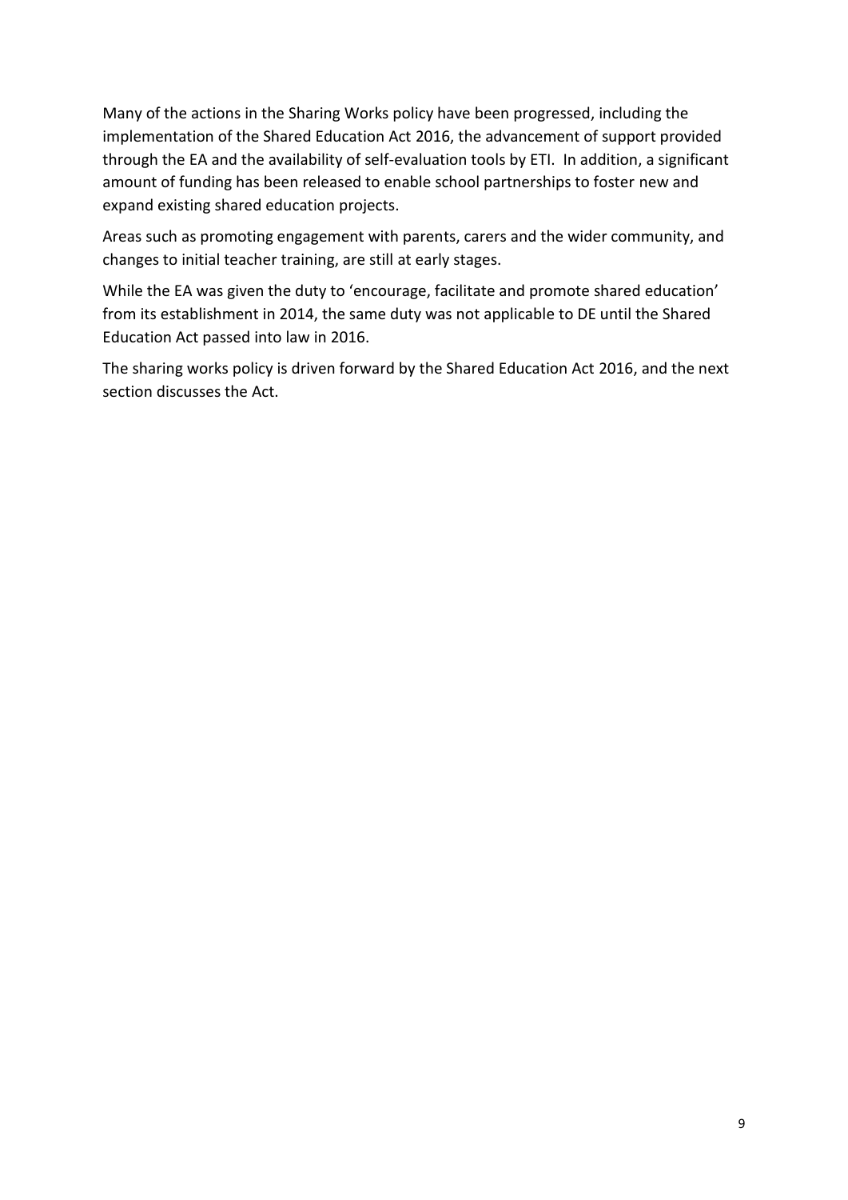Many of the actions in the Sharing Works policy have been progressed, including the implementation of the Shared Education Act 2016, the advancement of support provided through the EA and the availability of self-evaluation tools by ETI. In addition, a significant amount of funding has been released to enable school partnerships to foster new and expand existing shared education projects.

Areas such as promoting engagement with parents, carers and the wider community, and changes to initial teacher training, are still at early stages.

While the EA was given the duty to 'encourage, facilitate and promote shared education' from its establishment in 2014, the same duty was not applicable to DE until the Shared Education Act passed into law in 2016.

The sharing works policy is driven forward by the Shared Education Act 2016, and the next section discusses the Act.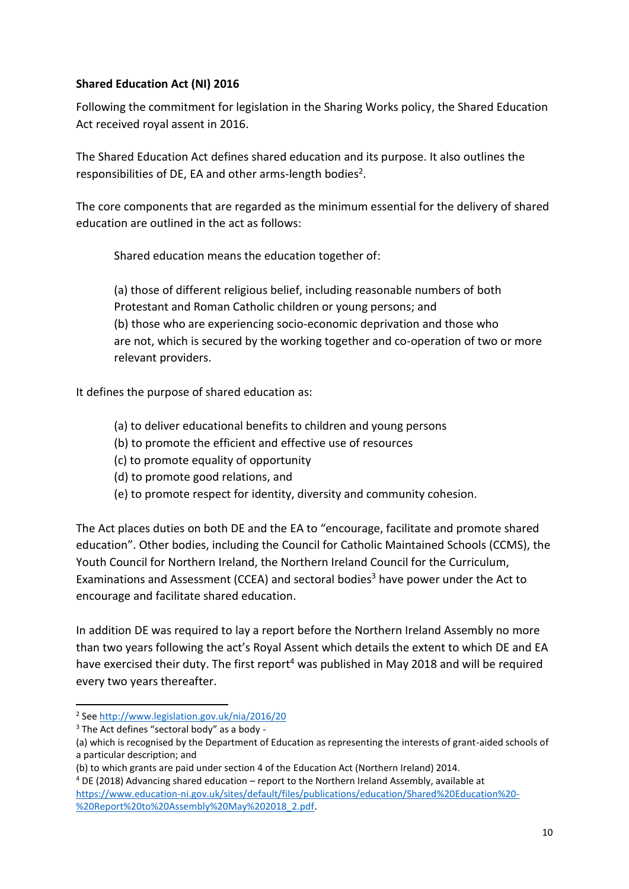**Shared Education Act (NI) 2016**

Following the commitment for legislation in the Sharing Works policy, the Shared Education Act received royal assent in 2016.

The Shared Education Act defines shared education and its purpose. It also outlines the responsibilities of DE, EA and other arms-length bodies[2].

The core components that are regarded as the minimum essential for the delivery of shared education are outlined in the act as follows:

> Shared education means the education together of:
>
> (a) those of different religious belief, including reasonable numbers of both Protestant and Roman Catholic children or young persons; and
> (b) those who are experiencing socio-economic deprivation and those who are not, which is secured by the working together and co-operation of two or more relevant providers.

It defines the purpose of shared education as:

> (a) to deliver educational benefits to children and young persons
> (b) to promote the efficient and effective use of resources
> (c) to promote equality of opportunity
> (d) to promote good relations, and
> (e) to promote respect for identity, diversity and community cohesion.

The Act places duties on both DE and the EA to "encourage, facilitate and promote shared education". Other bodies, including the Council for Catholic Maintained Schools (CCMS), the Youth Council for Northern Ireland, the Northern Ireland Council for the Curriculum, Examinations and Assessment (CCEA) and sectoral bodies[3] have power under the Act to encourage and facilitate shared education.

In addition DE was required to lay a report before the Northern Ireland Assembly no more than two years following the act's Royal Assent which details the extent to which DE and EA have exercised their duty. The first report[4] was published in May 2018 and will be required every two years thereafter.

---

[2] See http://www.legislation.gov.uk/nia/2016/20

[3] The Act defines "sectoral body" as a body -
(a) which is recognised by the Department of Education as representing the interests of grant-aided schools of a particular description; and
(b) to which grants are paid under section 4 of the Education Act (Northern Ireland) 2014.

[4] DE (2018) Advancing shared education – report to the Northern Ireland Assembly, available at https://www.education-ni.gov.uk/sites/default/files/publications/education/Shared%20Education%20-%20Report%20to%20Assembly%20May%202018_2.pdf.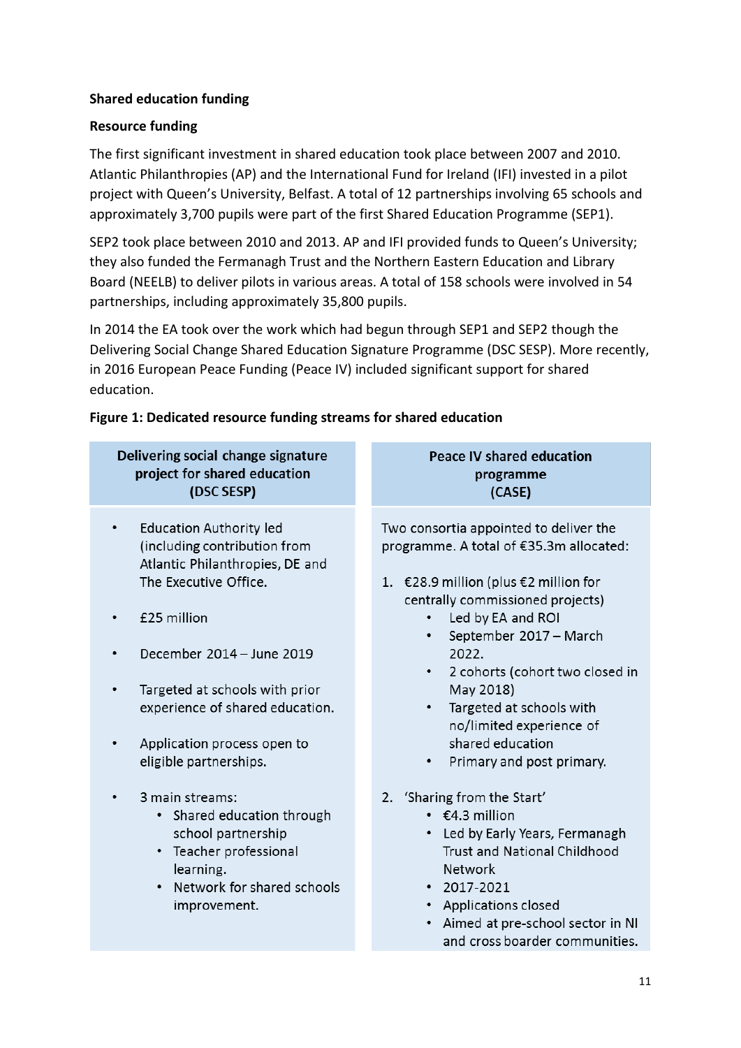**Shared education funding**

**Resource funding**

The first significant investment in shared education took place between 2007 and 2010. Atlantic Philanthropies (AP) and the International Fund for Ireland (IFI) invested in a pilot project with Queen's University, Belfast. A total of 12 partnerships involving 65 schools and approximately 3,700 pupils were part of the first Shared Education Programme (SEP1).

SEP2 took place between 2010 and 2013. AP and IFI provided funds to Queen's University; they also funded the Fermanagh Trust and the Northern Eastern Education and Library Board (NEELB) to deliver pilots in various areas. A total of 158 schools were involved in 54 partnerships, including approximately 35,800 pupils.

In 2014 the EA took over the work which had begun through SEP1 and SEP2 though the Delivering Social Change Shared Education Signature Programme (DSC SESP). More recently, in 2016 European Peace Funding (Peace IV) included significant support for shared education.

**Figure 1: Dedicated resource funding streams for shared education**

| Delivering social change signature project for shared education (DSC SESP) | Peace IV shared education programme (CASE) |
|---|---|
| • Education Authority led (including contribution from Atlantic Philanthropies, DE and The Executive Office.<br>• £25 million<br>• December 2014 – June 2019<br>• Targeted at schools with prior experience of shared education.<br>• Application process open to eligible partnerships.<br>• 3 main streams:<br>&nbsp;&nbsp;• Shared education through school partnership<br>&nbsp;&nbsp;• Teacher professional learning.<br>&nbsp;&nbsp;• Network for shared schools improvement. | Two consortia appointed to deliver the programme. A total of €35.3m allocated:<br>1. €28.9 million (plus €2 million for centrally commissioned projects)<br>&nbsp;&nbsp;• Led by EA and ROI<br>&nbsp;&nbsp;• September 2017 – March 2022.<br>&nbsp;&nbsp;• 2 cohorts (cohort two closed in May 2018)<br>&nbsp;&nbsp;• Targeted at schools with no/limited experience of shared education<br>&nbsp;&nbsp;• Primary and post primary.<br>2. 'Sharing from the Start'<br>&nbsp;&nbsp;• €4.3 million<br>&nbsp;&nbsp;• Led by Early Years, Fermanagh Trust and National Childhood Network<br>&nbsp;&nbsp;• 2017-2021<br>&nbsp;&nbsp;• Applications closed<br>&nbsp;&nbsp;• Aimed at pre-school sector in NI and cross boarder communities. |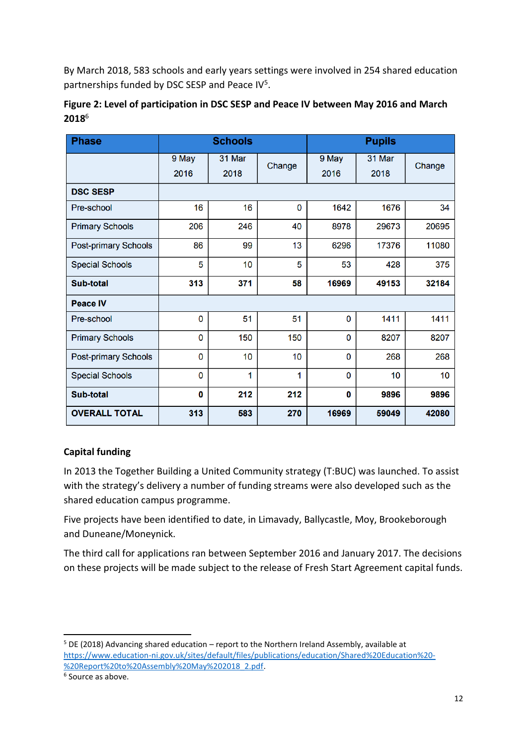By March 2018, 583 schools and early years settings were involved in 254 shared education partnerships funded by DSC SESP and Peace IV[5].

**Figure 2: Level of participation in DSC SESP and Peace IV between May 2016 and March 2018**[6]

| Phase | Schools | | | Pupils | | |
|---|---|---|---|---|---|---|
| | 9 May 2016 | 31 Mar 2018 | Change | 9 May 2016 | 31 Mar 2018 | Change |
| **DSC SESP** | | | | | | |
| Pre-school | 16 | 16 | 0 | 1642 | 1676 | 34 |
| Primary Schools | 206 | 246 | 40 | 8978 | 29673 | 20695 |
| Post-primary Schools | 86 | 99 | 13 | 6296 | 17376 | 11080 |
| Special Schools | 5 | 10 | 5 | 53 | 428 | 375 |
| **Sub-total** | **313** | **371** | **58** | **16969** | **49153** | **32184** |
| **Peace IV** | | | | | | |
| Pre-school | 0 | 51 | 51 | 0 | 1411 | 1411 |
| Primary Schools | 0 | 150 | 150 | 0 | 8207 | 8207 |
| Post-primary Schools | 0 | 10 | 10 | 0 | 268 | 268 |
| Special Schools | 0 | 1 | 1 | 0 | 10 | 10 |
| **Sub-total** | **0** | **212** | **212** | **0** | **9896** | **9896** |
| **OVERALL TOTAL** | **313** | **583** | **270** | **16969** | **59049** | **42080** |

### Capital funding

In 2013 the Together Building a United Community strategy (T:BUC) was launched. To assist with the strategy's delivery a number of funding streams were also developed such as the shared education campus programme.

Five projects have been identified to date, in Limavady, Ballycastle, Moy, Brookeborough and Duneane/Moneynick.

The third call for applications ran between September 2016 and January 2017. The decisions on these projects will be made subject to the release of Fresh Start Agreement capital funds.

---

[5] DE (2018) Advancing shared education – report to the Northern Ireland Assembly, available at https://www.education-ni.gov.uk/sites/default/files/publications/education/Shared%20Education%20-%20Report%20to%20Assembly%20May%202018_2.pdf.

[6] Source as above.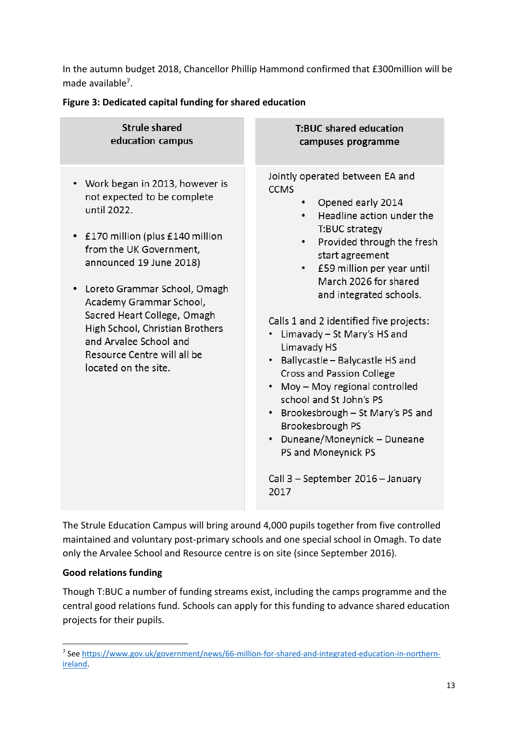In the autumn budget 2018, Chancellor Phillip Hammond confirmed that £300million will be made available[7].

**Figure 3: Dedicated capital funding for shared education**

| Strule shared education campus | T:BUC shared education campuses programme |
|---|---|
| • Work began in 2013, however is not expected to be complete until 2022.<br><br>• £170 million (plus £140 million from the UK Government, announced 19 June 2018)<br><br>• Loreto Grammar School, Omagh Academy Grammar School, Sacred Heart College, Omagh High School, Christian Brothers and Arvalee School and Resource Centre will all be located on the site. | Jointly operated between EA and CCMS<br>• Opened early 2014<br>• Headline action under the T:BUC strategy<br>• Provided through the fresh start agreement<br>• £59 million per year until March 2026 for shared and integrated schools.<br><br>Calls 1 and 2 identified five projects:<br>• Limavady – St Mary's HS and Limavady HS<br>• Ballycastle – Balycastle HS and Cross and Passion College<br>• Moy – Moy regional controlled school and St John's PS<br>• Brookesbrough – St Mary's PS and Brookesbrough PS<br>• Duneane/Moneynick – Duneane PS and Moneynick PS<br><br>Call 3 – September 2016 – January 2017 |

The Strule Education Campus will bring around 4,000 pupils together from five controlled maintained and voluntary post-primary schools and one special school in Omagh. To date only the Arvalee School and Resource centre is on site (since September 2016).

**Good relations funding**

Though T:BUC a number of funding streams exist, including the camps programme and the central good relations fund. Schools can apply for this funding to advance shared education projects for their pupils.

---

[7] See https://www.gov.uk/government/news/66-million-for-shared-and-integrated-education-in-northern-ireland.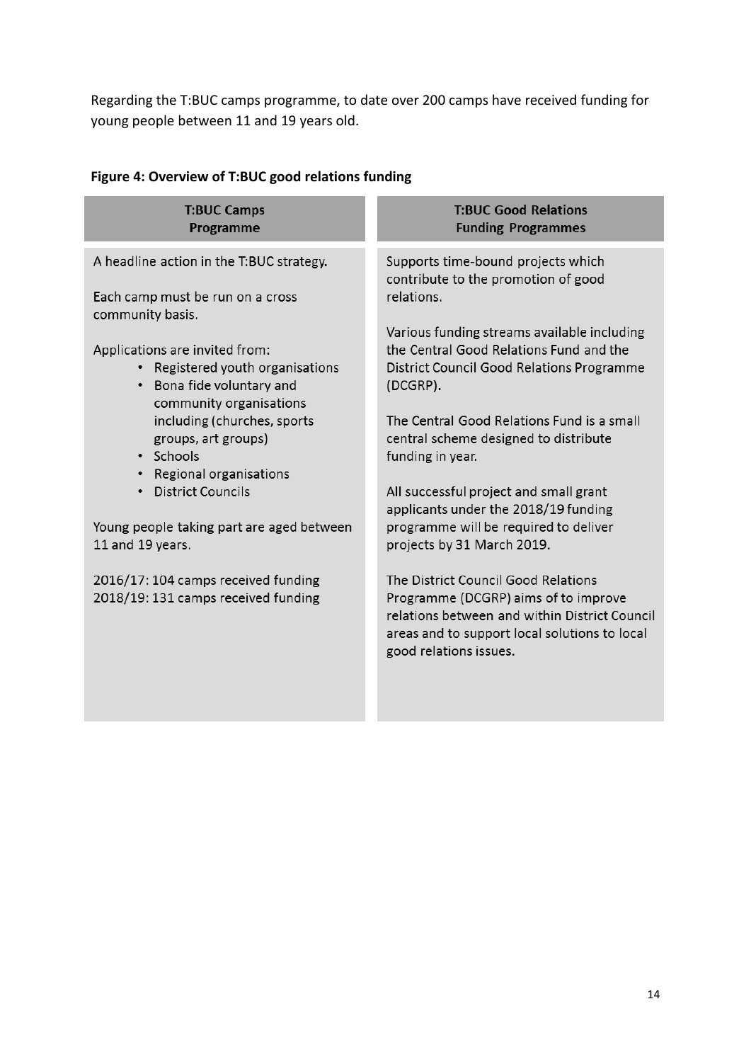Regarding the T:BUC camps programme, to date over 200 camps have received funding for young people between 11 and 19 years old.

**Figure 4: Overview of T:BUC good relations funding**

| T:BUC Camps Programme | T:BUC Good Relations Funding Programmes |
|---|---|
| A headline action in the T:BUC strategy.<br><br>Each camp must be run on a cross community basis.<br><br>Applications are invited from:<br>• Registered youth organisations<br>• Bona fide voluntary and community organisations including (churches, sports groups, art groups)<br>• Schools<br>• Regional organisations<br>• District Councils<br><br>Young people taking part are aged between 11 and 19 years.<br><br>2016/17: 104 camps received funding<br>2018/19: 131 camps received funding | Supports time-bound projects which contribute to the promotion of good relations.<br><br>Various funding streams available including the Central Good Relations Fund and the District Council Good Relations Programme (DCGRP).<br><br>The Central Good Relations Fund is a small central scheme designed to distribute funding in year.<br><br>All successful project and small grant applicants under the 2018/19 funding programme will be required to deliver projects by 31 March 2019.<br><br>The District Council Good Relations Programme (DCGRP) aims of to improve relations between and within District Council areas and to support local solutions to local good relations issues. |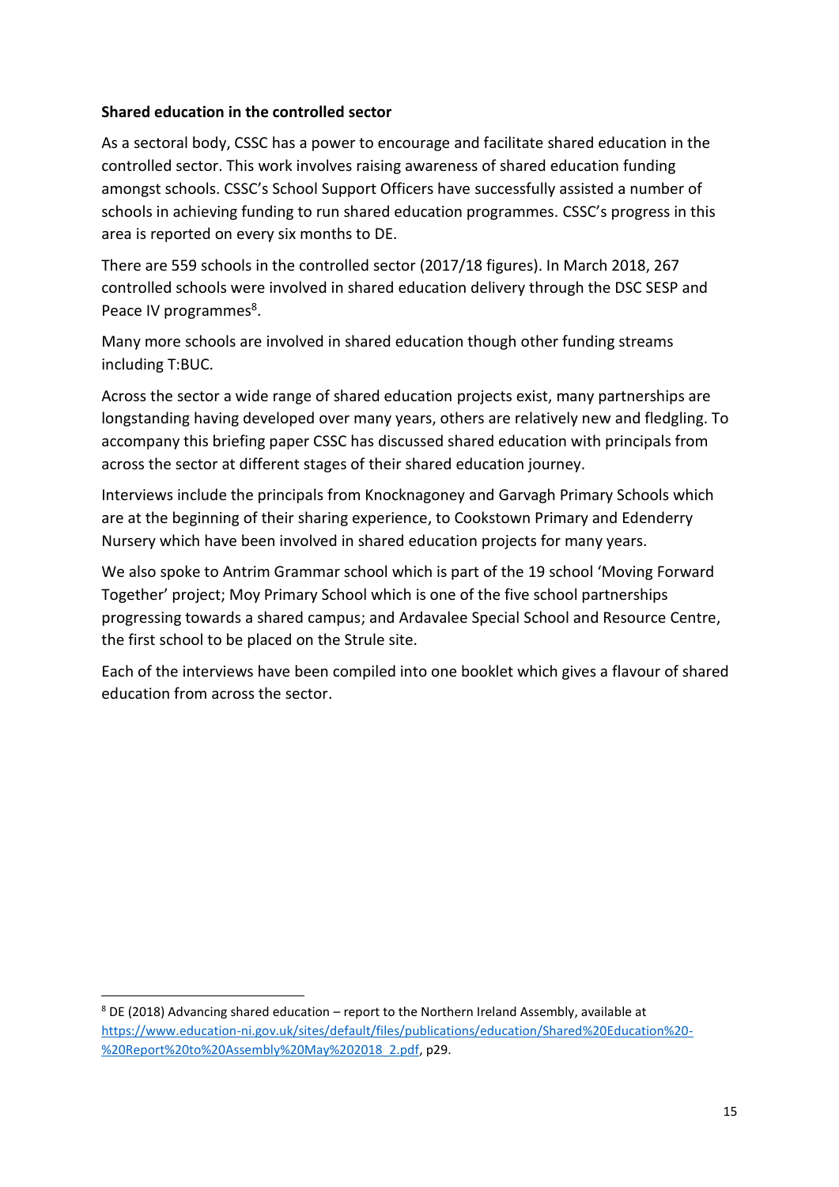**Shared education in the controlled sector**

As a sectoral body, CSSC has a power to encourage and facilitate shared education in the controlled sector. This work involves raising awareness of shared education funding amongst schools. CSSC's School Support Officers have successfully assisted a number of schools in achieving funding to run shared education programmes. CSSC's progress in this area is reported on every six months to DE.

There are 559 schools in the controlled sector (2017/18 figures). In March 2018, 267 controlled schools were involved in shared education delivery through the DSC SESP and Peace IV programmes[8].

Many more schools are involved in shared education though other funding streams including T:BUC.

Across the sector a wide range of shared education projects exist, many partnerships are longstanding having developed over many years, others are relatively new and fledgling. To accompany this briefing paper CSSC has discussed shared education with principals from across the sector at different stages of their shared education journey.

Interviews include the principals from Knocknagoney and Garvagh Primary Schools which are at the beginning of their sharing experience, to Cookstown Primary and Edenderry Nursery which have been involved in shared education projects for many years.

We also spoke to Antrim Grammar school which is part of the 19 school 'Moving Forward Together' project; Moy Primary School which is one of the five school partnerships progressing towards a shared campus; and Ardavalee Special School and Resource Centre, the first school to be placed on the Strule site.

Each of the interviews have been compiled into one booklet which gives a flavour of shared education from across the sector.

---

[8] DE (2018) Advancing shared education – report to the Northern Ireland Assembly, available at https://www.education-ni.gov.uk/sites/default/files/publications/education/Shared%20Education%20-%20Report%20to%20Assembly%20May%202018_2.pdf, p29.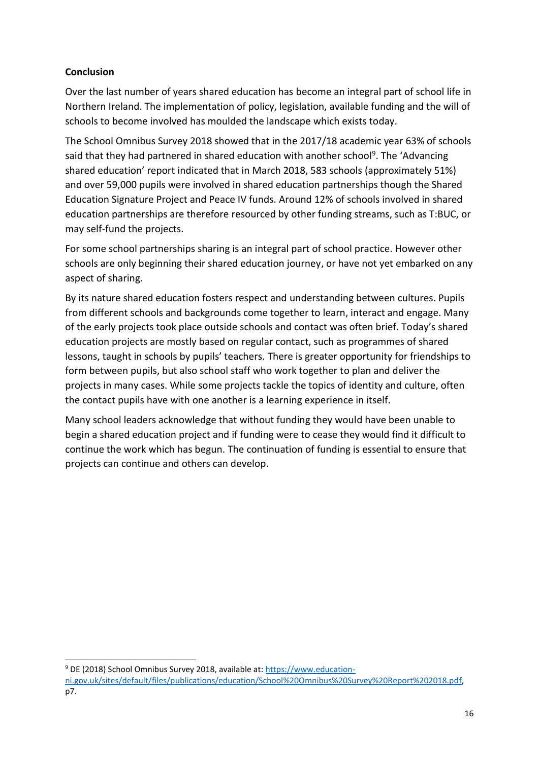**Conclusion**

Over the last number of years shared education has become an integral part of school life in Northern Ireland. The implementation of policy, legislation, available funding and the will of schools to become involved has moulded the landscape which exists today.

The School Omnibus Survey 2018 showed that in the 2017/18 academic year 63% of schools said that they had partnered in shared education with another school[9]. The 'Advancing shared education' report indicated that in March 2018, 583 schools (approximately 51%) and over 59,000 pupils were involved in shared education partnerships though the Shared Education Signature Project and Peace IV funds. Around 12% of schools involved in shared education partnerships are therefore resourced by other funding streams, such as T:BUC, or may self-fund the projects.

For some school partnerships sharing is an integral part of school practice. However other schools are only beginning their shared education journey, or have not yet embarked on any aspect of sharing.

By its nature shared education fosters respect and understanding between cultures. Pupils from different schools and backgrounds come together to learn, interact and engage. Many of the early projects took place outside schools and contact was often brief. Today's shared education projects are mostly based on regular contact, such as programmes of shared lessons, taught in schools by pupils' teachers. There is greater opportunity for friendships to form between pupils, but also school staff who work together to plan and deliver the projects in many cases. While some projects tackle the topics of identity and culture, often the contact pupils have with one another is a learning experience in itself.

Many school leaders acknowledge that without funding they would have been unable to begin a shared education project and if funding were to cease they would find it difficult to continue the work which has begun. The continuation of funding is essential to ensure that projects can continue and others can develop.

---

[9] DE (2018) School Omnibus Survey 2018, available at: https://www.education-ni.gov.uk/sites/default/files/publications/education/School%20Omnibus%20Survey%20Report%202018.pdf, p7.